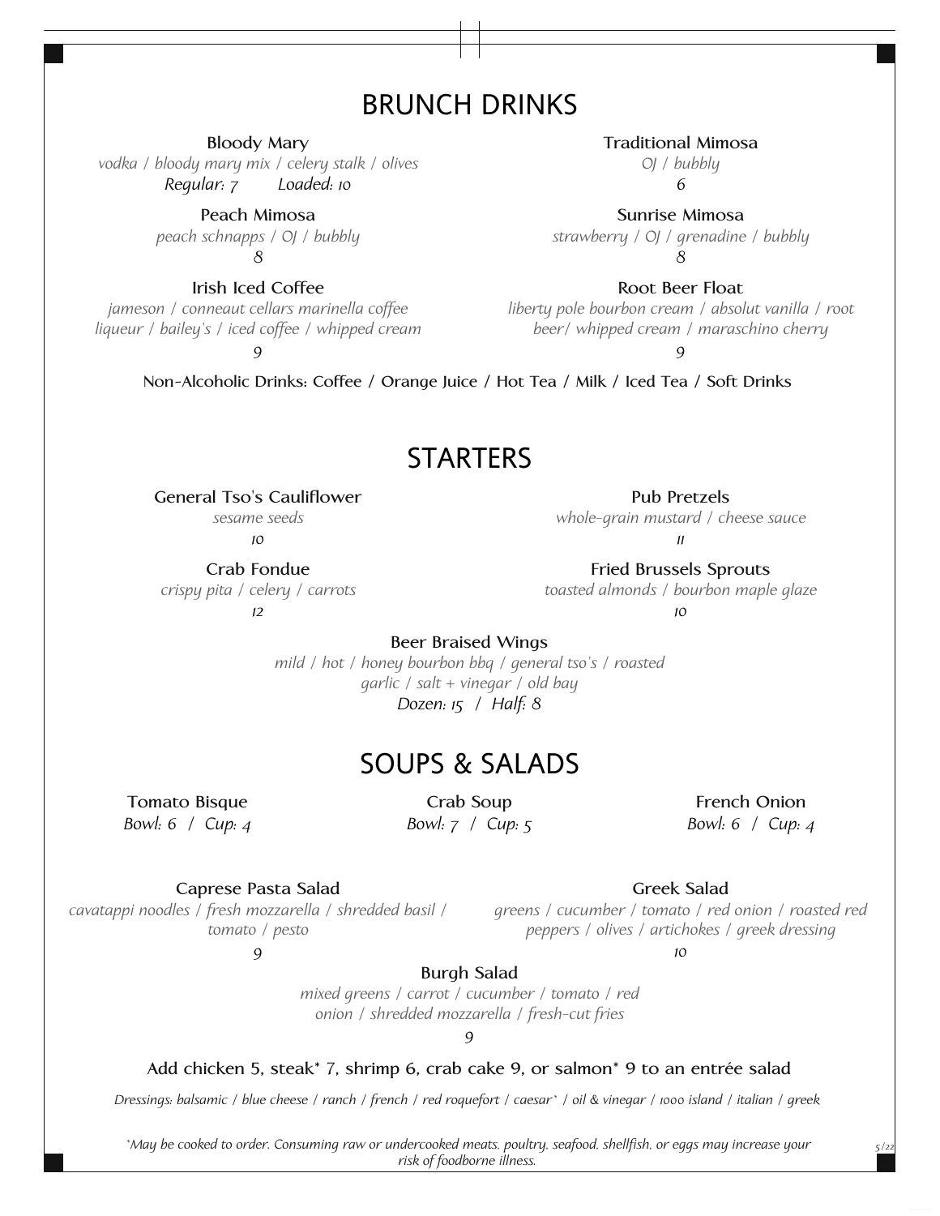## BRUNCH DRINKS

**Bloody Mary**
*vodka / bloody mary mix / celery stalk / olives*
*Regular: 7 Loaded: 10*

**Traditional Mimosa**
*OJ / bubbly*
*6*

**Peach Mimosa**
*peach schnapps / OJ / bubbly*
*8*

**Sunrise Mimosa**
*strawberry / OJ / grenadine / bubbly*
*8*

**Irish Iced Coffee**
*jameson / conneaut cellars marinella coffee liqueur / bailey's / iced coffee / whipped cream*
*9*

**Root Beer Float**
*liberty pole bourbon cream / absolut vanilla / root beer/ whipped cream / maraschino cherry*
*9*

Non-Alcoholic Drinks: Coffee / Orange Juice / Hot Tea / Milk / Iced Tea / Soft Drinks

## STARTERS

**General Tso's Cauliflower**
*sesame seeds*
*10*

**Pub Pretzels**
*whole-grain mustard / cheese sauce*
*11*

**Crab Fondue**
*crispy pita / celery / carrots*
*12*

**Fried Brussels Sprouts**
*toasted almonds / bourbon maple glaze*
*10*

**Beer Braised Wings**
*mild / hot / honey bourbon bbq / general tso's / roasted garlic / salt + vinegar / old bay*
*Dozen: 15 / Half: 8*

## SOUPS & SALADS

**Tomato Bisque**
*Bowl: 6 / Cup: 4*

**Crab Soup**
*Bowl: 7 / Cup: 5*

**French Onion**
*Bowl: 6 / Cup: 4*

**Caprese Pasta Salad**
*cavatappi noodles / fresh mozzarella / shredded basil / tomato / pesto*
*9*

**Greek Salad**
*greens / cucumber / tomato / red onion / roasted red peppers / olives / artichokes / greek dressing*
*10*

**Burgh Salad**
*mixed greens / carrot / cucumber / tomato / red onion / shredded mozzarella / fresh-cut fries*
*9*

Add chicken 5, steak* 7, shrimp 6, crab cake 9, or salmon* 9 to an entrée salad

*Dressings: balsamic / blue cheese / ranch / french / red roquefort / caesar* / oil & vinegar / 1000 island / italian / greek*

*\*May be cooked to order. Consuming raw or undercooked meats, poultry, seafood, shellfish, or eggs may increase your risk of foodborne illness.*

5/22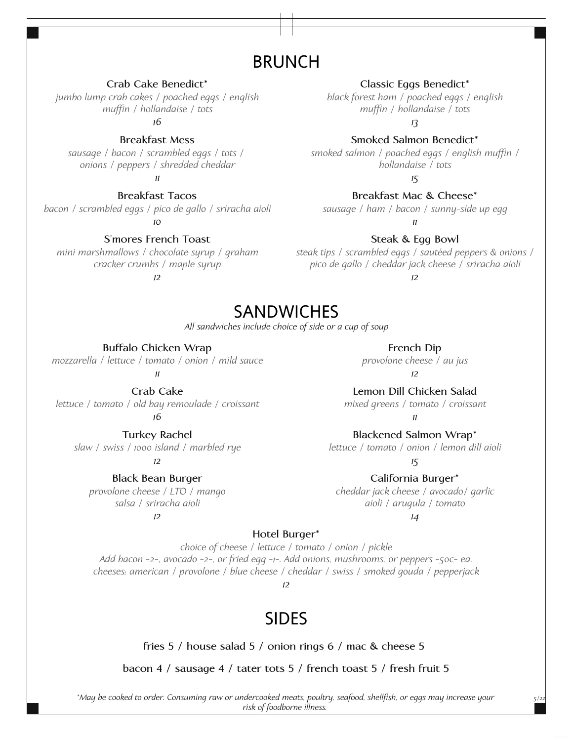# BRUNCH

### Crab Cake Benedict*
*jumbo lump crab cakes / poached eggs / english muffin / hollandaise / tots*
16

### Breakfast Mess
*sausage / bacon / scrambled eggs / tots / onions / peppers / shredded cheddar*
11

### Breakfast Tacos
*bacon / scrambled eggs / pico de gallo / sriracha aioli*
10

### S'mores French Toast
*mini marshmallows / chocolate syrup / graham cracker crumbs / maple syrup*
12

### Classic Eggs Benedict*
*black forest ham / poached eggs / english muffin / hollandaise / tots*
13

### Smoked Salmon Benedict*
*smoked salmon / poached eggs / english muffin / hollandaise / tots*
15

### Breakfast Mac & Cheese*
*sausage / ham / bacon / sunny-side up egg*
11

### Steak & Egg Bowl
*steak tips / scrambled eggs / sautéed peppers & onions / pico de gallo / cheddar jack cheese / sriracha aioli*
12

# SANDWICHES

*All sandwiches include choice of side or a cup of soup*

### Buffalo Chicken Wrap
*mozzarella / lettuce / tomato / onion / mild sauce*
11

### Crab Cake
*lettuce / tomato / old bay remoulade / croissant*
16

### Turkey Rachel
*slaw / swiss / 1000 island / marbled rye*
12

### Black Bean Burger
*provolone cheese / LTO / mango salsa / sriracha aioli*
12

### French Dip
*provolone cheese / au jus*
12

### Lemon Dill Chicken Salad
*mixed greens / tomato / croissant*
11

### Blackened Salmon Wrap*
*lettuce / tomato / onion / lemon dill aioli*
15

### California Burger*
*cheddar jack cheese / avocado/ garlic aioli / arugula / tomato*
14

### Hotel Burger*
*choice of cheese / lettuce / tomato / onion / pickle*
*Add bacon -2-, avocado -2-, or fried egg -1-. Add onions, mushrooms, or peppers -50c- ea.*
*cheeses: american / provolone / blue cheese / cheddar / swiss / smoked gouda / pepperjack*
12

# SIDES

fries 5 / house salad 5 / onion rings 6 / mac & cheese 5

bacon 4 / sausage 4 / tater tots 5 / french toast 5 / fresh fruit 5

*\*May be cooked to order. Consuming raw or undercooked meats, poultry, seafood, shellfish, or eggs may increase your risk of foodborne illness.*

5/22